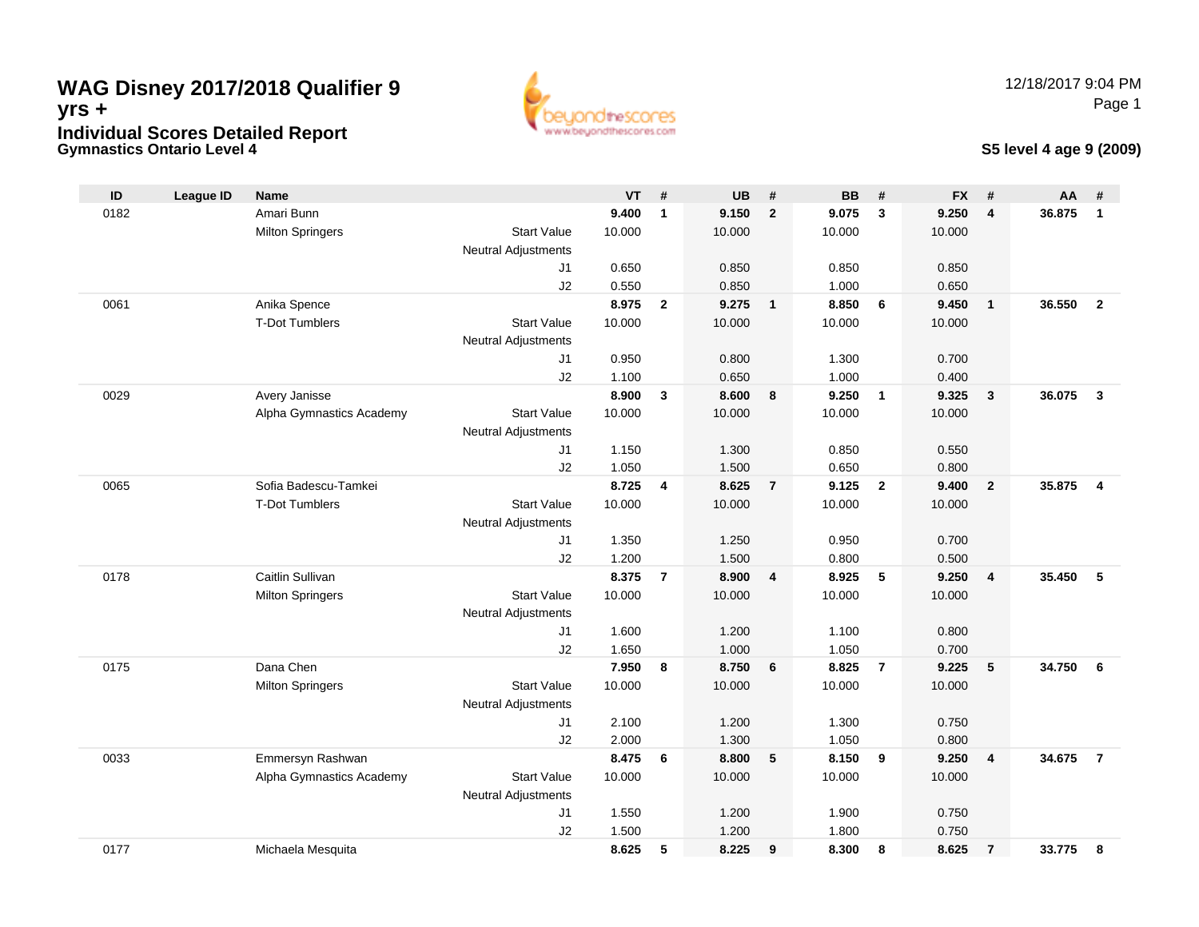# WAG Disney 2017/2018 Qualifier 9 yrs +

## Individual Scores Detailed Report

**Gymnastics Ontario Level 4**

12/18/2017 9:04 PM

**S5 level 4 age 9 (2009)**

| ID | League ID | Name | | VT | # | UB | # | BB | # | FX | # | AA | # |
|---|---|---|---|---|---|---|---|---|---|---|---|---|---|
| 0182 | | Amari Bunn | | **9.400** | **1** | **9.150** | **2** | **9.075** | **3** | **9.250** | **4** | **36.875** | **1** |
| | | Milton Springers | Start Value | 10.000 | | 10.000 | | 10.000 | | 10.000 | | | |
| | | | Neutral Adjustments | | | | | | | | | | |
| | | | J1 | 0.650 | | 0.850 | | 0.850 | | 0.850 | | | |
| | | | J2 | 0.550 | | 0.850 | | 1.000 | | 0.650 | | | |
| 0061 | | Anika Spence | | **8.975** | **2** | **9.275** | **1** | **8.850** | **6** | **9.450** | **1** | **36.550** | **2** |
| | | T-Dot Tumblers | Start Value | 10.000 | | 10.000 | | 10.000 | | 10.000 | | | |
| | | | Neutral Adjustments | | | | | | | | | | |
| | | | J1 | 0.950 | | 0.800 | | 1.300 | | 0.700 | | | |
| | | | J2 | 1.100 | | 0.650 | | 1.000 | | 0.400 | | | |
| 0029 | | Avery Janisse | | **8.900** | **3** | **8.600** | **8** | **9.250** | **1** | **9.325** | **3** | **36.075** | **3** |
| | | Alpha Gymnastics Academy | Start Value | 10.000 | | 10.000 | | 10.000 | | 10.000 | | | |
| | | | Neutral Adjustments | | | | | | | | | | |
| | | | J1 | 1.150 | | 1.300 | | 0.850 | | 0.550 | | | |
| | | | J2 | 1.050 | | 1.500 | | 0.650 | | 0.800 | | | |
| 0065 | | Sofia Badescu-Tamkei | | **8.725** | **4** | **8.625** | **7** | **9.125** | **2** | **9.400** | **2** | **35.875** | **4** |
| | | T-Dot Tumblers | Start Value | 10.000 | | 10.000 | | 10.000 | | 10.000 | | | |
| | | | Neutral Adjustments | | | | | | | | | | |
| | | | J1 | 1.350 | | 1.250 | | 0.950 | | 0.700 | | | |
| | | | J2 | 1.200 | | 1.500 | | 0.800 | | 0.500 | | | |
| 0178 | | Caitlin Sullivan | | **8.375** | **7** | **8.900** | **4** | **8.925** | **5** | **9.250** | **4** | **35.450** | **5** |
| | | Milton Springers | Start Value | 10.000 | | 10.000 | | 10.000 | | 10.000 | | | |
| | | | Neutral Adjustments | | | | | | | | | | |
| | | | J1 | 1.600 | | 1.200 | | 1.100 | | 0.800 | | | |
| | | | J2 | 1.650 | | 1.000 | | 1.050 | | 0.700 | | | |
| 0175 | | Dana Chen | | **7.950** | **8** | **8.750** | **6** | **8.825** | **7** | **9.225** | **5** | **34.750** | **6** |
| | | Milton Springers | Start Value | 10.000 | | 10.000 | | 10.000 | | 10.000 | | | |
| | | | Neutral Adjustments | | | | | | | | | | |
| | | | J1 | 2.100 | | 1.200 | | 1.300 | | 0.750 | | | |
| | | | J2 | 2.000 | | 1.300 | | 1.050 | | 0.800 | | | |
| 0033 | | Emmersyn Rashwan | | **8.475** | **6** | **8.800** | **5** | **8.150** | **9** | **9.250** | **4** | **34.675** | **7** |
| | | Alpha Gymnastics Academy | Start Value | 10.000 | | 10.000 | | 10.000 | | 10.000 | | | |
| | | | Neutral Adjustments | | | | | | | | | | |
| | | | J1 | 1.550 | | 1.200 | | 1.900 | | 0.750 | | | |
| | | | J2 | 1.500 | | 1.200 | | 1.800 | | 0.750 | | | |
| 0177 | | Michaela Mesquita | | **8.625** | **5** | **8.225** | **9** | **8.300** | **8** | **8.625** | **7** | **33.775** | **8** |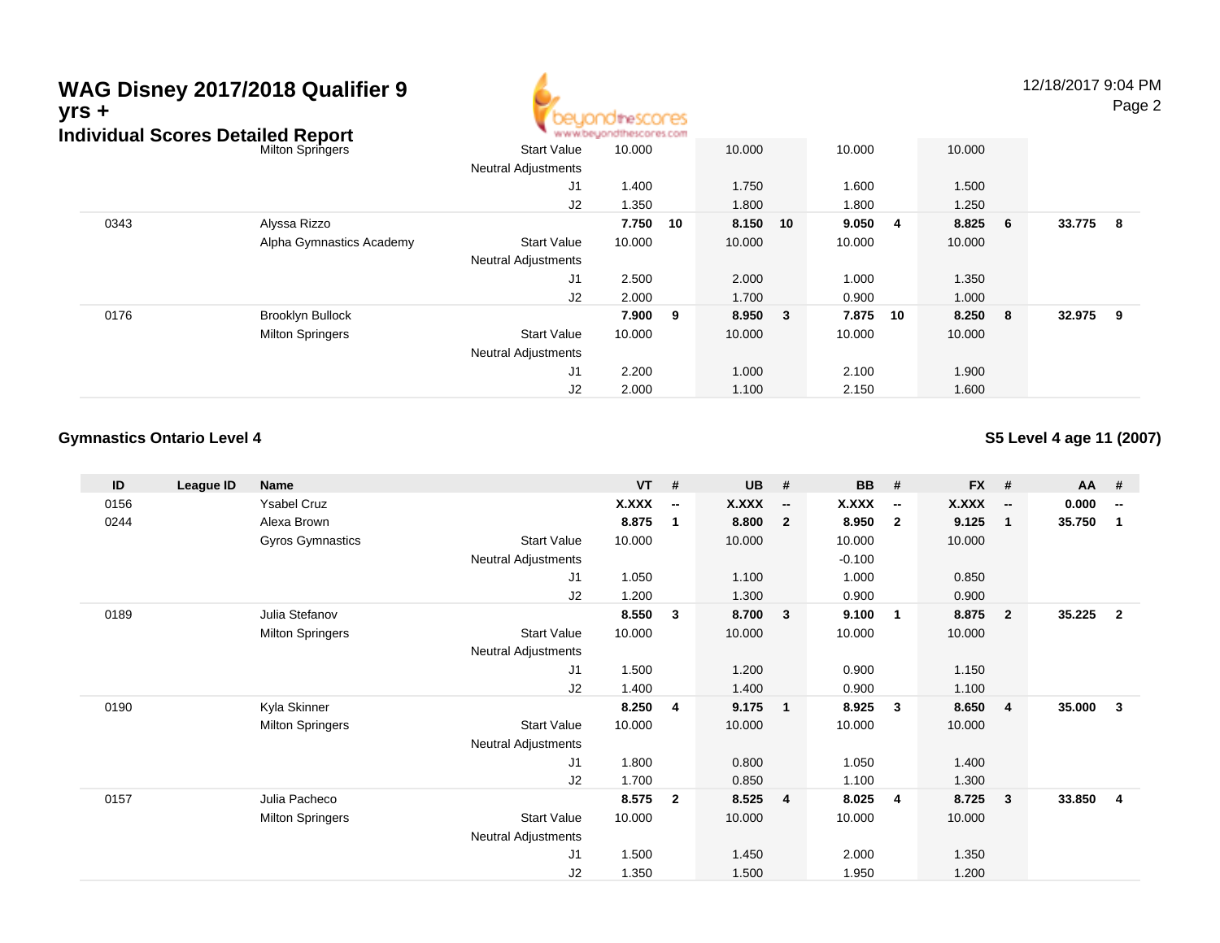# WAG Disney 2017/2018 Qualifier 9 yrs +

## Individual Scores Detailed Report

| ID | League ID | Name | | VT | # | UB | # | BB | # | FX | # | AA | # |
|---|---|---|---|---|---|---|---|---|---|---|---|---|---|
| | | Milton Springers | Start Value | 10.000 | | 10.000 | | 10.000 | | 10.000 | | | |
| | | | Neutral Adjustments | | | | | | | | | | |
| | | | J1 | 1.400 | | 1.750 | | 1.600 | | 1.500 | | | |
| | | | J2 | 1.350 | | 1.800 | | 1.800 | | 1.250 | | | |
| 0343 | | Alyssa Rizzo | | **7.750** | **10** | **8.150** | **10** | **9.050** | **4** | **8.825** | **6** | **33.775** | **8** |
| | | Alpha Gymnastics Academy | Start Value | 10.000 | | 10.000 | | 10.000 | | 10.000 | | | |
| | | | Neutral Adjustments | | | | | | | | | | |
| | | | J1 | 2.500 | | 2.000 | | 1.000 | | 1.350 | | | |
| | | | J2 | 2.000 | | 1.700 | | 0.900 | | 1.000 | | | |
| 0176 | | Brooklyn Bullock | | **7.900** | **9** | **8.950** | **3** | **7.875** | **10** | **8.250** | **8** | **32.975** | **9** |
| | | Milton Springers | Start Value | 10.000 | | 10.000 | | 10.000 | | 10.000 | | | |
| | | | Neutral Adjustments | | | | | | | | | | |
| | | | J1 | 2.200 | | 1.000 | | 2.100 | | 1.900 | | | |
| | | | J2 | 2.000 | | 1.100 | | 2.150 | | 1.600 | | | |

### Gymnastics Ontario Level 4

### S5 Level 4 age 11 (2007)

| ID | League ID | Name | | VT | # | UB | # | BB | # | FX | # | AA | # |
|---|---|---|---|---|---|---|---|---|---|---|---|---|---|
| 0156 | | Ysabel Cruz | | **X.XXX** | **--** | **X.XXX** | **--** | **X.XXX** | **--** | **X.XXX** | **--** | **0.000** | **--** |
| 0244 | | Alexa Brown | | **8.875** | **1** | **8.800** | **2** | **8.950** | **2** | **9.125** | **1** | **35.750** | **1** |
| | | Gyros Gymnastics | Start Value | 10.000 | | 10.000 | | 10.000 | | 10.000 | | | |
| | | | Neutral Adjustments | | | | | -0.100 | | | | | |
| | | | J1 | 1.050 | | 1.100 | | 1.000 | | 0.850 | | | |
| | | | J2 | 1.200 | | 1.300 | | 0.900 | | 0.900 | | | |
| 0189 | | Julia Stefanov | | **8.550** | **3** | **8.700** | **3** | **9.100** | **1** | **8.875** | **2** | **35.225** | **2** |
| | | Milton Springers | Start Value | 10.000 | | 10.000 | | 10.000 | | 10.000 | | | |
| | | | Neutral Adjustments | | | | | | | | | | |
| | | | J1 | 1.500 | | 1.200 | | 0.900 | | 1.150 | | | |
| | | | J2 | 1.400 | | 1.400 | | 0.900 | | 1.100 | | | |
| 0190 | | Kyla Skinner | | **8.250** | **4** | **9.175** | **1** | **8.925** | **3** | **8.650** | **4** | **35.000** | **3** |
| | | Milton Springers | Start Value | 10.000 | | 10.000 | | 10.000 | | 10.000 | | | |
| | | | Neutral Adjustments | | | | | | | | | | |
| | | | J1 | 1.800 | | 0.800 | | 1.050 | | 1.400 | | | |
| | | | J2 | 1.700 | | 0.850 | | 1.100 | | 1.300 | | | |
| 0157 | | Julia Pacheco | | **8.575** | **2** | **8.525** | **4** | **8.025** | **4** | **8.725** | **3** | **33.850** | **4** |
| | | Milton Springers | Start Value | 10.000 | | 10.000 | | 10.000 | | 10.000 | | | |
| | | | Neutral Adjustments | | | | | | | | | | |
| | | | J1 | 1.500 | | 1.450 | | 2.000 | | 1.350 | | | |
| | | | J2 | 1.350 | | 1.500 | | 1.950 | | 1.200 | | | |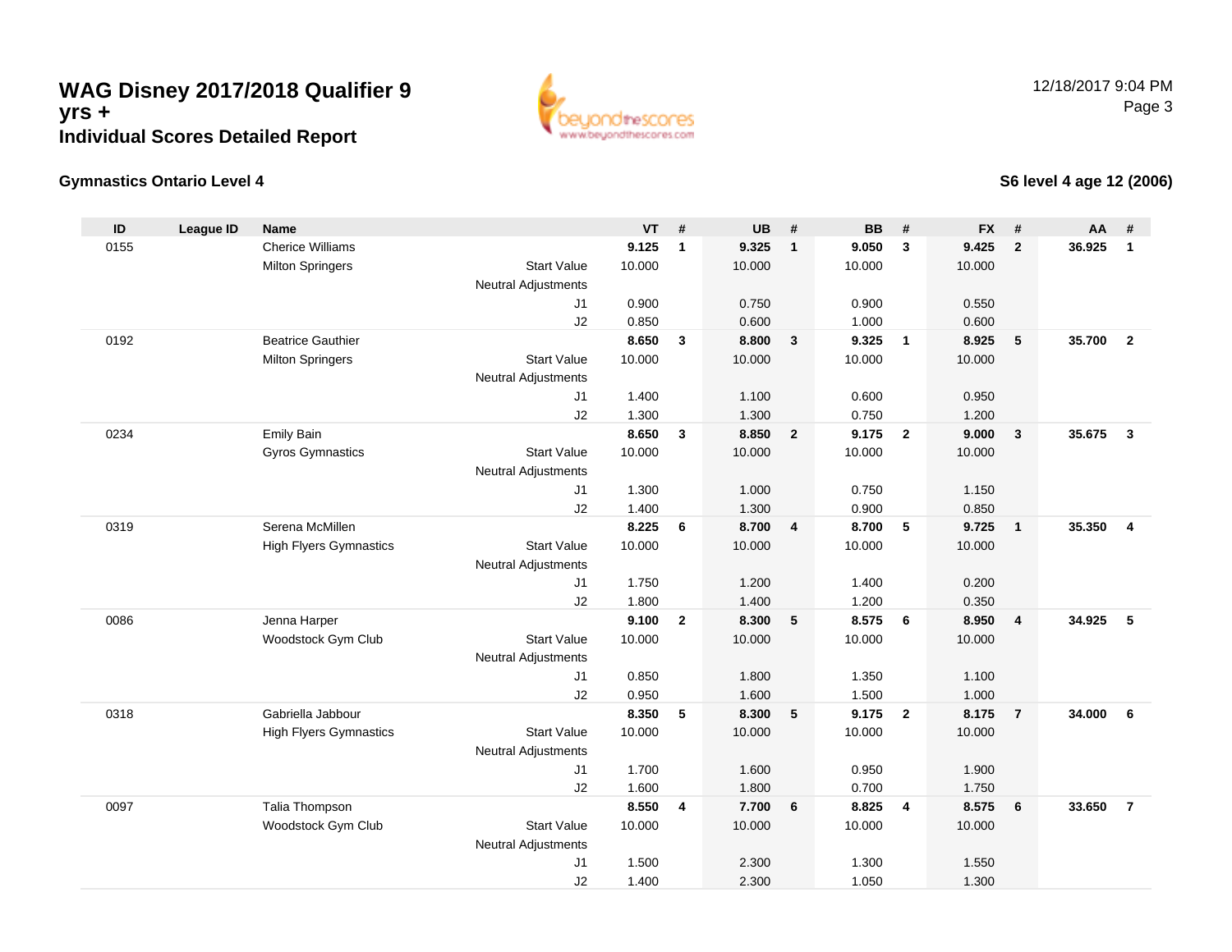# WAG Disney 2017/2018 Qualifier 9 yrs +

## Individual Scores Detailed Report

12/18/2017 9:04 PM

### Gymnastics Ontario Level 4

### S6 level 4 age 12 (2006)

| ID | League ID | Name | | VT | # | UB | # | BB | # | FX | # | AA | # |
|---|---|---|---|---|---|---|---|---|---|---|---|---|---|
| 0155 | | Cherice Williams | | **9.125** | **1** | **9.325** | **1** | **9.050** | **3** | **9.425** | **2** | **36.925** | **1** |
| | | Milton Springers | Start Value | 10.000 | | 10.000 | | 10.000 | | 10.000 | | | |
| | | | Neutral Adjustments | | | | | | | | | | |
| | | | J1 | 0.900 | | 0.750 | | 0.900 | | 0.550 | | | |
| | | | J2 | 0.850 | | 0.600 | | 1.000 | | 0.600 | | | |
| 0192 | | Beatrice Gauthier | | **8.650** | **3** | **8.800** | **3** | **9.325** | **1** | **8.925** | **5** | **35.700** | **2** |
| | | Milton Springers | Start Value | 10.000 | | 10.000 | | 10.000 | | 10.000 | | | |
| | | | Neutral Adjustments | | | | | | | | | | |
| | | | J1 | 1.400 | | 1.100 | | 0.600 | | 0.950 | | | |
| | | | J2 | 1.300 | | 1.300 | | 0.750 | | 1.200 | | | |
| 0234 | | Emily Bain | | **8.650** | **3** | **8.850** | **2** | **9.175** | **2** | **9.000** | **3** | **35.675** | **3** |
| | | Gyros Gymnastics | Start Value | 10.000 | | 10.000 | | 10.000 | | 10.000 | | | |
| | | | Neutral Adjustments | | | | | | | | | | |
| | | | J1 | 1.300 | | 1.000 | | 0.750 | | 1.150 | | | |
| | | | J2 | 1.400 | | 1.300 | | 0.900 | | 0.850 | | | |
| 0319 | | Serena McMillen | | **8.225** | **6** | **8.700** | **4** | **8.700** | **5** | **9.725** | **1** | **35.350** | **4** |
| | | High Flyers Gymnastics | Start Value | 10.000 | | 10.000 | | 10.000 | | 10.000 | | | |
| | | | Neutral Adjustments | | | | | | | | | | |
| | | | J1 | 1.750 | | 1.200 | | 1.400 | | 0.200 | | | |
| | | | J2 | 1.800 | | 1.400 | | 1.200 | | 0.350 | | | |
| 0086 | | Jenna Harper | | **9.100** | **2** | **8.300** | **5** | **8.575** | **6** | **8.950** | **4** | **34.925** | **5** |
| | | Woodstock Gym Club | Start Value | 10.000 | | 10.000 | | 10.000 | | 10.000 | | | |
| | | | Neutral Adjustments | | | | | | | | | | |
| | | | J1 | 0.850 | | 1.800 | | 1.350 | | 1.100 | | | |
| | | | J2 | 0.950 | | 1.600 | | 1.500 | | 1.000 | | | |
| 0318 | | Gabriella Jabbour | | **8.350** | **5** | **8.300** | **5** | **9.175** | **2** | **8.175** | **7** | **34.000** | **6** |
| | | High Flyers Gymnastics | Start Value | 10.000 | | 10.000 | | 10.000 | | 10.000 | | | |
| | | | Neutral Adjustments | | | | | | | | | | |
| | | | J1 | 1.700 | | 1.600 | | 0.950 | | 1.900 | | | |
| | | | J2 | 1.600 | | 1.800 | | 0.700 | | 1.750 | | | |
| 0097 | | Talia Thompson | | **8.550** | **4** | **7.700** | **6** | **8.825** | **4** | **8.575** | **6** | **33.650** | **7** |
| | | Woodstock Gym Club | Start Value | 10.000 | | 10.000 | | 10.000 | | 10.000 | | | |
| | | | Neutral Adjustments | | | | | | | | | | |
| | | | J1 | 1.500 | | 2.300 | | 1.300 | | 1.550 | | | |
| | | | J2 | 1.400 | | 2.300 | | 1.050 | | 1.300 | | | |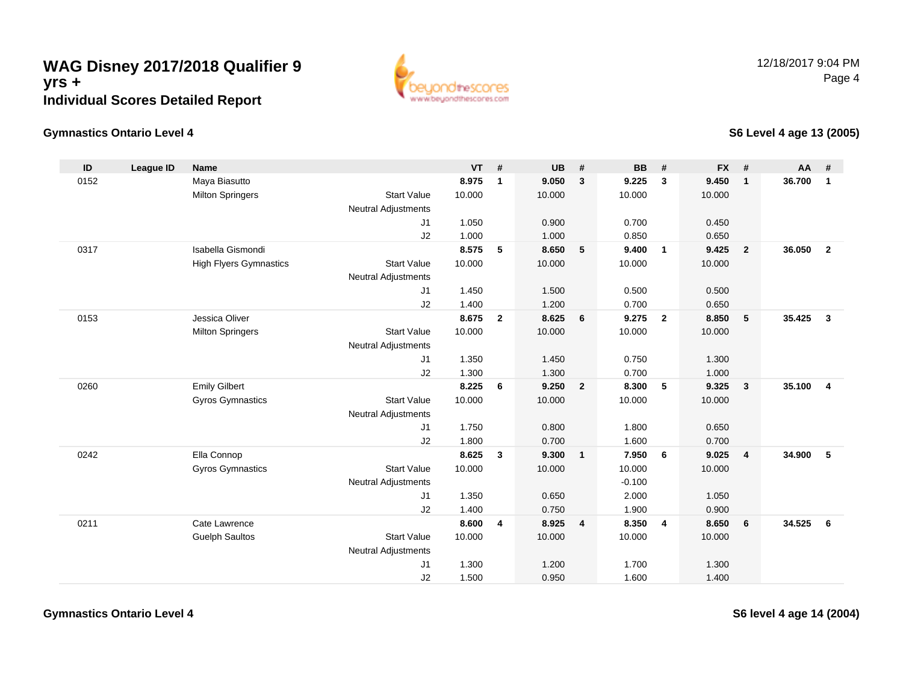# WAG Disney 2017/2018 Qualifier 9 yrs +
## Individual Scores Detailed Report

12/18/2017 9:04 PM

### Gymnastics Ontario Level 4

### S6 Level 4 age 13 (2005)

| ID | League ID | Name | | VT | # | UB | # | BB | # | FX | # | AA | # |
|---|---|---|---|---|---|---|---|---|---|---|---|---|---|
| 0152 | | Maya Biasutto | | **8.975** | **1** | **9.050** | **3** | **9.225** | **3** | **9.450** | **1** | **36.700** | **1** |
| | | Milton Springers | Start Value | 10.000 | | 10.000 | | 10.000 | | 10.000 | | | |
| | | | Neutral Adjustments | | | | | | | | | | |
| | | | J1 | 1.050 | | 0.900 | | 0.700 | | 0.450 | | | |
| | | | J2 | 1.000 | | 1.000 | | 0.850 | | 0.650 | | | |
| 0317 | | Isabella Gismondi | | **8.575** | **5** | **8.650** | **5** | **9.400** | **1** | **9.425** | **2** | **36.050** | **2** |
| | | High Flyers Gymnastics | Start Value | 10.000 | | 10.000 | | 10.000 | | 10.000 | | | |
| | | | Neutral Adjustments | | | | | | | | | | |
| | | | J1 | 1.450 | | 1.500 | | 0.500 | | 0.500 | | | |
| | | | J2 | 1.400 | | 1.200 | | 0.700 | | 0.650 | | | |
| 0153 | | Jessica Oliver | | **8.675** | **2** | **8.625** | **6** | **9.275** | **2** | **8.850** | **5** | **35.425** | **3** |
| | | Milton Springers | Start Value | 10.000 | | 10.000 | | 10.000 | | 10.000 | | | |
| | | | Neutral Adjustments | | | | | | | | | | |
| | | | J1 | 1.350 | | 1.450 | | 0.750 | | 1.300 | | | |
| | | | J2 | 1.300 | | 1.300 | | 0.700 | | 1.000 | | | |
| 0260 | | Emily Gilbert | | **8.225** | **6** | **9.250** | **2** | **8.300** | **5** | **9.325** | **3** | **35.100** | **4** |
| | | Gyros Gymnastics | Start Value | 10.000 | | 10.000 | | 10.000 | | 10.000 | | | |
| | | | Neutral Adjustments | | | | | | | | | | |
| | | | J1 | 1.750 | | 0.800 | | 1.800 | | 0.650 | | | |
| | | | J2 | 1.800 | | 0.700 | | 1.600 | | 0.700 | | | |
| 0242 | | Ella Connop | | **8.625** | **3** | **9.300** | **1** | **7.950** | **6** | **9.025** | **4** | **34.900** | **5** |
| | | Gyros Gymnastics | Start Value | 10.000 | | 10.000 | | 10.000 | | 10.000 | | | |
| | | | Neutral Adjustments | | | | | -0.100 | | | | | |
| | | | J1 | 1.350 | | 0.650 | | 2.000 | | 1.050 | | | |
| | | | J2 | 1.400 | | 0.750 | | 1.900 | | 0.900 | | | |
| 0211 | | Cate Lawrence | | **8.600** | **4** | **8.925** | **4** | **8.350** | **4** | **8.650** | **6** | **34.525** | **6** |
| | | Guelph Saultos | Start Value | 10.000 | | 10.000 | | 10.000 | | 10.000 | | | |
| | | | Neutral Adjustments | | | | | | | | | | |
| | | | J1 | 1.300 | | 1.200 | | 1.700 | | 1.300 | | | |
| | | | J2 | 1.500 | | 0.950 | | 1.600 | | 1.400 | | | |

### Gymnastics Ontario Level 4

### S6 level 4 age 14 (2004)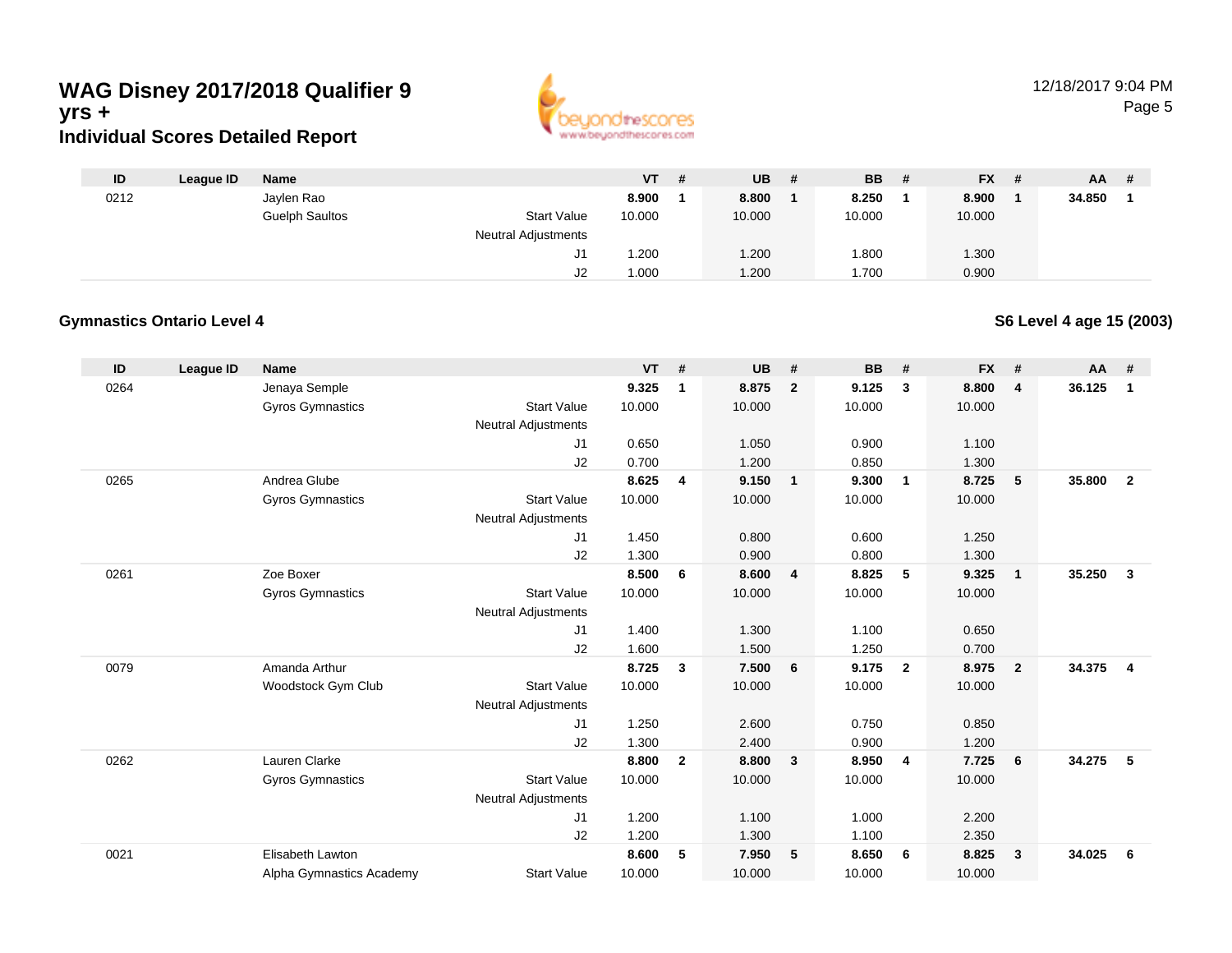# WAG Disney 2017/2018 Qualifier 9 yrs +

## Individual Scores Detailed Report

12/18/2017 9:04 PM

| ID | League ID | Name | | VT | # | UB | # | BB | # | FX | # | AA | # |
|---|---|---|---|---|---|---|---|---|---|---|---|---|---|
| 0212 | | Jaylen Rao | | **8.900** | **1** | **8.800** | **1** | **8.250** | **1** | **8.900** | **1** | **34.850** | **1** |
| | | Guelph Saultos | Start Value | 10.000 | | 10.000 | | 10.000 | | 10.000 | | | |
| | | | Neutral Adjustments | | | | | | | | | | |
| | | | J1 | 1.200 | | 1.200 | | 1.800 | | 1.300 | | | |
| | | | J2 | 1.000 | | 1.200 | | 1.700 | | 0.900 | | | |

### Gymnastics Ontario Level 4

### S6 Level 4 age 15 (2003)

| ID | League ID | Name | | VT | # | UB | # | BB | # | FX | # | AA | # |
|---|---|---|---|---|---|---|---|---|---|---|---|---|---|
| 0264 | | Jenaya Semple | | **9.325** | **1** | **8.875** | **2** | **9.125** | **3** | **8.800** | **4** | **36.125** | **1** |
| | | Gyros Gymnastics | Start Value | 10.000 | | 10.000 | | 10.000 | | 10.000 | | | |
| | | | Neutral Adjustments | | | | | | | | | | |
| | | | J1 | 0.650 | | 1.050 | | 0.900 | | 1.100 | | | |
| | | | J2 | 0.700 | | 1.200 | | 0.850 | | 1.300 | | | |
| 0265 | | Andrea Glube | | **8.625** | **4** | **9.150** | **1** | **9.300** | **1** | **8.725** | **5** | **35.800** | **2** |
| | | Gyros Gymnastics | Start Value | 10.000 | | 10.000 | | 10.000 | | 10.000 | | | |
| | | | Neutral Adjustments | | | | | | | | | | |
| | | | J1 | 1.450 | | 0.800 | | 0.600 | | 1.250 | | | |
| | | | J2 | 1.300 | | 0.900 | | 0.800 | | 1.300 | | | |
| 0261 | | Zoe Boxer | | **8.500** | **6** | **8.600** | **4** | **8.825** | **5** | **9.325** | **1** | **35.250** | **3** |
| | | Gyros Gymnastics | Start Value | 10.000 | | 10.000 | | 10.000 | | 10.000 | | | |
| | | | Neutral Adjustments | | | | | | | | | | |
| | | | J1 | 1.400 | | 1.300 | | 1.100 | | 0.650 | | | |
| | | | J2 | 1.600 | | 1.500 | | 1.250 | | 0.700 | | | |
| 0079 | | Amanda Arthur | | **8.725** | **3** | **7.500** | **6** | **9.175** | **2** | **8.975** | **2** | **34.375** | **4** |
| | | Woodstock Gym Club | Start Value | 10.000 | | 10.000 | | 10.000 | | 10.000 | | | |
| | | | Neutral Adjustments | | | | | | | | | | |
| | | | J1 | 1.250 | | 2.600 | | 0.750 | | 0.850 | | | |
| | | | J2 | 1.300 | | 2.400 | | 0.900 | | 1.200 | | | |
| 0262 | | Lauren Clarke | | **8.800** | **2** | **8.800** | **3** | **8.950** | **4** | **7.725** | **6** | **34.275** | **5** |
| | | Gyros Gymnastics | Start Value | 10.000 | | 10.000 | | 10.000 | | 10.000 | | | |
| | | | Neutral Adjustments | | | | | | | | | | |
| | | | J1 | 1.200 | | 1.100 | | 1.000 | | 2.200 | | | |
| | | | J2 | 1.200 | | 1.300 | | 1.100 | | 2.350 | | | |
| 0021 | | Elisabeth Lawton | | **8.600** | **5** | **7.950** | **5** | **8.650** | **6** | **8.825** | **3** | **34.025** | **6** |
| | | Alpha Gymnastics Academy | Start Value | 10.000 | | 10.000 | | 10.000 | | 10.000 | | | |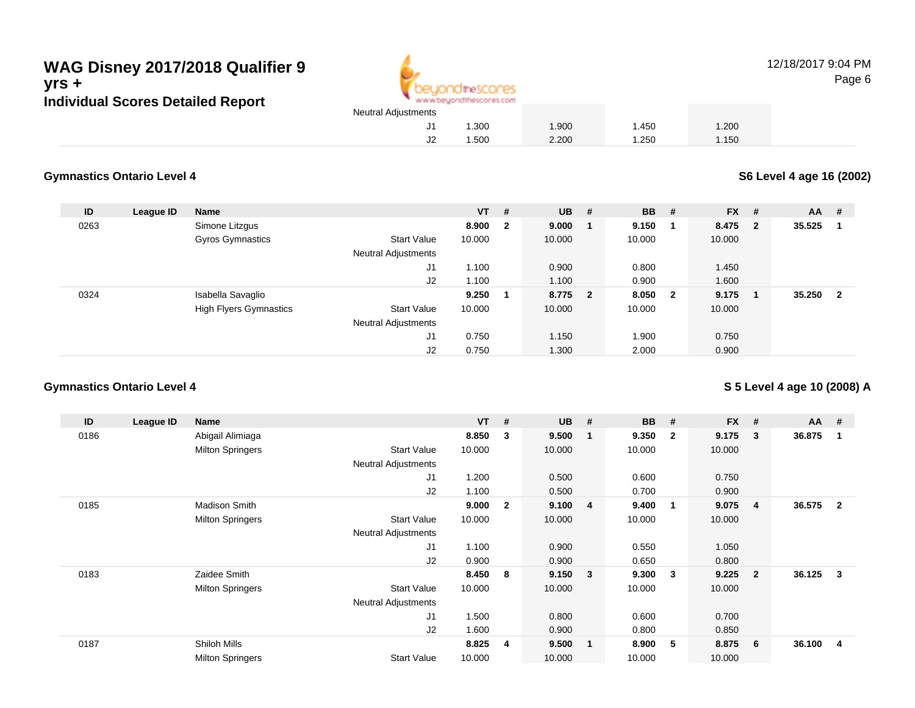# WAG Disney 2017/2018 Qualifier 9 yrs +
## Individual Scores Detailed Report

| | | | | VT | # | UB | # | BB | # | FX | # | AA | # |
|---|---|---|---|---|---|---|---|---|---|---|---|---|---|
| | | | Neutral Adjustments | | | | | | | | | | |
| | | | J1 | 1.300 | | 1.900 | | 1.450 | | 1.200 | | | |
| | | | J2 | 1.500 | | 2.200 | | 1.250 | | 1.150 | | | |

### Gymnastics Ontario Level 4

**S6 Level 4 age 16 (2002)**

| ID | League ID | Name | | VT | # | UB | # | BB | # | FX | # | AA | # |
|---|---|---|---|---|---|---|---|---|---|---|---|---|---|
| 0263 | | Simone Litzgus | | **8.900** | **2** | **9.000** | **1** | **9.150** | **1** | **8.475** | **2** | **35.525** | **1** |
| | | Gyros Gymnastics | Start Value | 10.000 | | 10.000 | | 10.000 | | 10.000 | | | |
| | | | Neutral Adjustments | | | | | | | | | | |
| | | | J1 | 1.100 | | 0.900 | | 0.800 | | 1.450 | | | |
| | | | J2 | 1.100 | | 1.100 | | 0.900 | | 1.600 | | | |
| 0324 | | Isabella Savaglio | | **9.250** | **1** | **8.775** | **2** | **8.050** | **2** | **9.175** | **1** | **35.250** | **2** |
| | | High Flyers Gymnastics | Start Value | 10.000 | | 10.000 | | 10.000 | | 10.000 | | | |
| | | | Neutral Adjustments | | | | | | | | | | |
| | | | J1 | 0.750 | | 1.150 | | 1.900 | | 0.750 | | | |
| | | | J2 | 0.750 | | 1.300 | | 2.000 | | 0.900 | | | |

### Gymnastics Ontario Level 4

**S 5 Level 4 age 10 (2008) A**

| ID | League ID | Name | | VT | # | UB | # | BB | # | FX | # | AA | # |
|---|---|---|---|---|---|---|---|---|---|---|---|---|---|
| 0186 | | Abigail Alimiaga | | **8.850** | **3** | **9.500** | **1** | **9.350** | **2** | **9.175** | **3** | **36.875** | **1** |
| | | Milton Springers | Start Value | 10.000 | | 10.000 | | 10.000 | | 10.000 | | | |
| | | | Neutral Adjustments | | | | | | | | | | |
| | | | J1 | 1.200 | | 0.500 | | 0.600 | | 0.750 | | | |
| | | | J2 | 1.100 | | 0.500 | | 0.700 | | 0.900 | | | |
| 0185 | | Madison Smith | | **9.000** | **2** | **9.100** | **4** | **9.400** | **1** | **9.075** | **4** | **36.575** | **2** |
| | | Milton Springers | Start Value | 10.000 | | 10.000 | | 10.000 | | 10.000 | | | |
| | | | Neutral Adjustments | | | | | | | | | | |
| | | | J1 | 1.100 | | 0.900 | | 0.550 | | 1.050 | | | |
| | | | J2 | 0.900 | | 0.900 | | 0.650 | | 0.800 | | | |
| 0183 | | Zaidee Smith | | **8.450** | **8** | **9.150** | **3** | **9.300** | **3** | **9.225** | **2** | **36.125** | **3** |
| | | Milton Springers | Start Value | 10.000 | | 10.000 | | 10.000 | | 10.000 | | | |
| | | | Neutral Adjustments | | | | | | | | | | |
| | | | J1 | 1.500 | | 0.800 | | 0.600 | | 0.700 | | | |
| | | | J2 | 1.600 | | 0.900 | | 0.800 | | 0.850 | | | |
| 0187 | | Shiloh Mills | | **8.825** | **4** | **9.500** | **1** | **8.900** | **5** | **8.875** | **6** | **36.100** | **4** |
| | | Milton Springers | Start Value | 10.000 | | 10.000 | | 10.000 | | 10.000 | | | |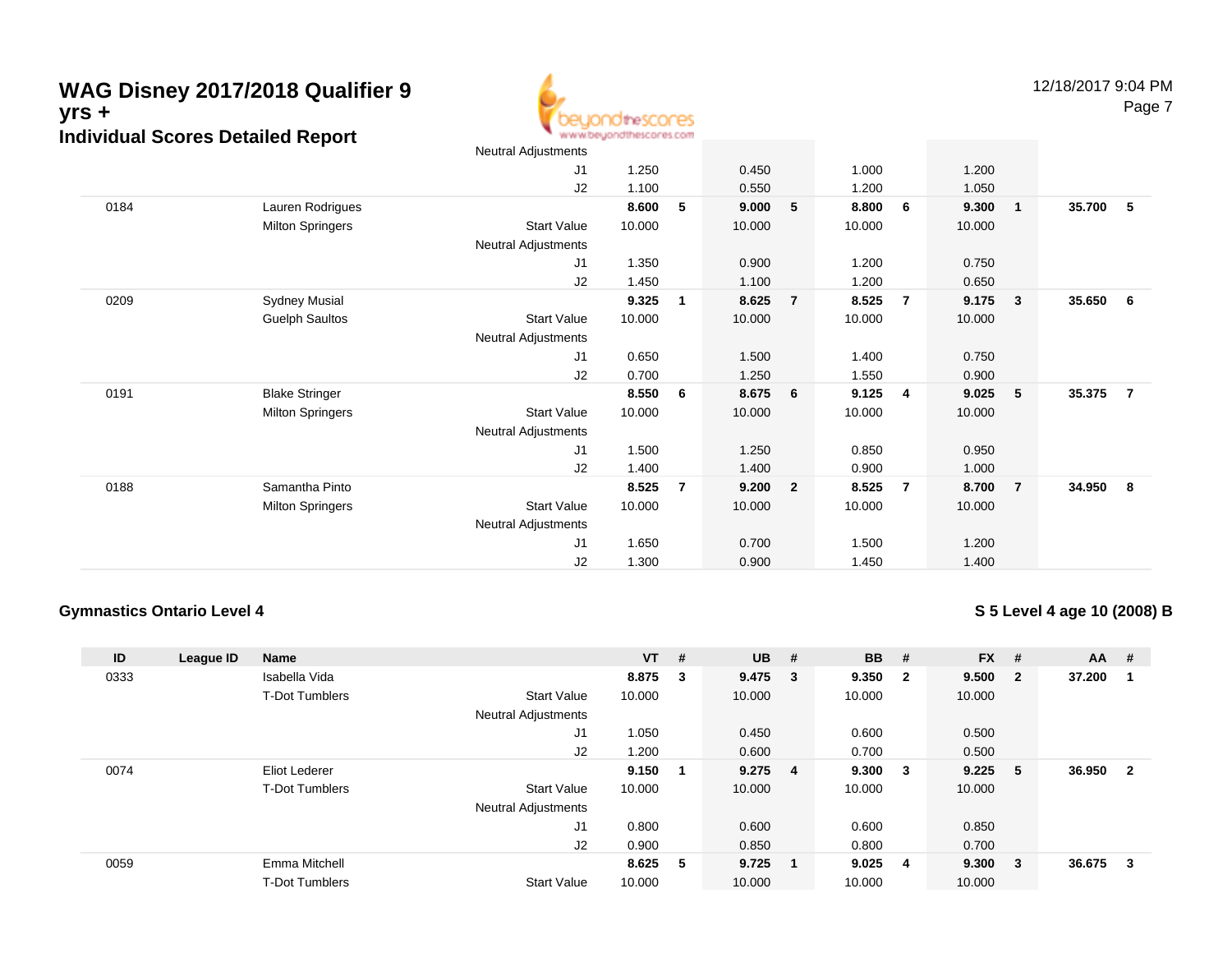# WAG Disney 2017/2018 Qualifier 9 yrs +

## Individual Scores Detailed Report

| ID | League ID | Name | | VT | # | UB | # | BB | # | FX | # | AA | # |
|---|---|---|---|---|---|---|---|---|---|---|---|---|---|
| | | | Neutral Adjustments | | | | | | | | | | |
| | | | J1 | 1.250 | | 0.450 | | 1.000 | | 1.200 | | | |
| | | | J2 | 1.100 | | 0.550 | | 1.200 | | 1.050 | | | |
| 0184 | | Lauren Rodrigues | | **8.600** | **5** | **9.000** | **5** | **8.800** | **6** | **9.300** | **1** | **35.700** | **5** |
| | | Milton Springers | Start Value | 10.000 | | 10.000 | | 10.000 | | 10.000 | | | |
| | | | Neutral Adjustments | | | | | | | | | | |
| | | | J1 | 1.350 | | 0.900 | | 1.200 | | 0.750 | | | |
| | | | J2 | 1.450 | | 1.100 | | 1.200 | | 0.650 | | | |
| 0209 | | Sydney Musial | | **9.325** | **1** | **8.625** | **7** | **8.525** | **7** | **9.175** | **3** | **35.650** | **6** |
| | | Guelph Saultos | Start Value | 10.000 | | 10.000 | | 10.000 | | 10.000 | | | |
| | | | Neutral Adjustments | | | | | | | | | | |
| | | | J1 | 0.650 | | 1.500 | | 1.400 | | 0.750 | | | |
| | | | J2 | 0.700 | | 1.250 | | 1.550 | | 0.900 | | | |
| 0191 | | Blake Stringer | | **8.550** | **6** | **8.675** | **6** | **9.125** | **4** | **9.025** | **5** | **35.375** | **7** |
| | | Milton Springers | Start Value | 10.000 | | 10.000 | | 10.000 | | 10.000 | | | |
| | | | Neutral Adjustments | | | | | | | | | | |
| | | | J1 | 1.500 | | 1.250 | | 0.850 | | 0.950 | | | |
| | | | J2 | 1.400 | | 1.400 | | 0.900 | | 1.000 | | | |
| 0188 | | Samantha Pinto | | **8.525** | **7** | **9.200** | **2** | **8.525** | **7** | **8.700** | **7** | **34.950** | **8** |
| | | Milton Springers | Start Value | 10.000 | | 10.000 | | 10.000 | | 10.000 | | | |
| | | | Neutral Adjustments | | | | | | | | | | |
| | | | J1 | 1.650 | | 0.700 | | 1.500 | | 1.200 | | | |
| | | | J2 | 1.300 | | 0.900 | | 1.450 | | 1.400 | | | |

### Gymnastics Ontario Level 4

### S 5 Level 4 age 10 (2008) B

| ID | League ID | Name | | VT | # | UB | # | BB | # | FX | # | AA | # |
|---|---|---|---|---|---|---|---|---|---|---|---|---|---|
| 0333 | | Isabella Vida | | **8.875** | **3** | **9.475** | **3** | **9.350** | **2** | **9.500** | **2** | **37.200** | **1** |
| | | T-Dot Tumblers | Start Value | 10.000 | | 10.000 | | 10.000 | | 10.000 | | | |
| | | | Neutral Adjustments | | | | | | | | | | |
| | | | J1 | 1.050 | | 0.450 | | 0.600 | | 0.500 | | | |
| | | | J2 | 1.200 | | 0.600 | | 0.700 | | 0.500 | | | |
| 0074 | | Eliot Lederer | | **9.150** | **1** | **9.275** | **4** | **9.300** | **3** | **9.225** | **5** | **36.950** | **2** |
| | | T-Dot Tumblers | Start Value | 10.000 | | 10.000 | | 10.000 | | 10.000 | | | |
| | | | Neutral Adjustments | | | | | | | | | | |
| | | | J1 | 0.800 | | 0.600 | | 0.600 | | 0.850 | | | |
| | | | J2 | 0.900 | | 0.850 | | 0.800 | | 0.700 | | | |
| 0059 | | Emma Mitchell | | **8.625** | **5** | **9.725** | **1** | **9.025** | **4** | **9.300** | **3** | **36.675** | **3** |
| | | T-Dot Tumblers | Start Value | 10.000 | | 10.000 | | 10.000 | | 10.000 | | | |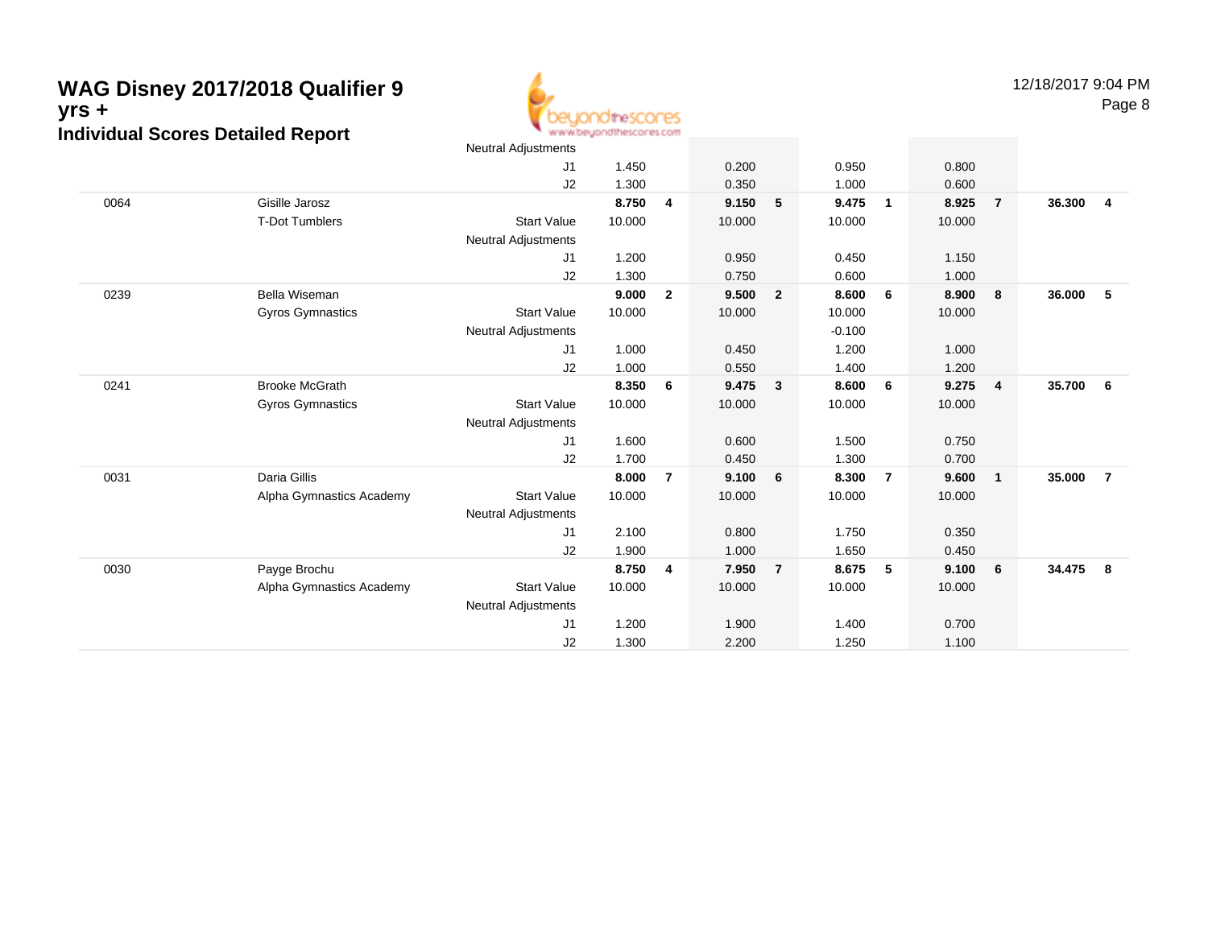# WAG Disney 2017/2018 Qualifier 9 yrs +

## Individual Scores Detailed Report

| | | | | | | | | | | | | |
|---|---|---|---|---|---|---|---|---|---|---|---|---|
| | | Neutral Adjustments | | | | | | | | | | |
| | | J1 | 1.450 | | 0.200 | | 0.950 | | 0.800 | | | |
| | | J2 | 1.300 | | 0.350 | | 1.000 | | 0.600 | | | |
| 0064 | Gisille Jarosz | | **8.750** | **4** | **9.150** | **5** | **9.475** | **1** | **8.925** | **7** | **36.300** | **4** |
| | T-Dot Tumblers | Start Value | 10.000 | | 10.000 | | 10.000 | | 10.000 | | | |
| | | Neutral Adjustments | | | | | | | | | | |
| | | J1 | 1.200 | | 0.950 | | 0.450 | | 1.150 | | | |
| | | J2 | 1.300 | | 0.750 | | 0.600 | | 1.000 | | | |
| 0239 | Bella Wiseman | | **9.000** | **2** | **9.500** | **2** | **8.600** | **6** | **8.900** | **8** | **36.000** | **5** |
| | Gyros Gymnastics | Start Value | 10.000 | | 10.000 | | 10.000 | | 10.000 | | | |
| | | Neutral Adjustments | | | | | -0.100 | | | | | |
| | | J1 | 1.000 | | 0.450 | | 1.200 | | 1.000 | | | |
| | | J2 | 1.000 | | 0.550 | | 1.400 | | 1.200 | | | |
| 0241 | Brooke McGrath | | **8.350** | **6** | **9.475** | **3** | **8.600** | **6** | **9.275** | **4** | **35.700** | **6** |
| | Gyros Gymnastics | Start Value | 10.000 | | 10.000 | | 10.000 | | 10.000 | | | |
| | | Neutral Adjustments | | | | | | | | | | |
| | | J1 | 1.600 | | 0.600 | | 1.500 | | 0.750 | | | |
| | | J2 | 1.700 | | 0.450 | | 1.300 | | 0.700 | | | |
| 0031 | Daria Gillis | | **8.000** | **7** | **9.100** | **6** | **8.300** | **7** | **9.600** | **1** | **35.000** | **7** |
| | Alpha Gymnastics Academy | Start Value | 10.000 | | 10.000 | | 10.000 | | 10.000 | | | |
| | | Neutral Adjustments | | | | | | | | | | |
| | | J1 | 2.100 | | 0.800 | | 1.750 | | 0.350 | | | |
| | | J2 | 1.900 | | 1.000 | | 1.650 | | 0.450 | | | |
| 0030 | Payge Brochu | | **8.750** | **4** | **7.950** | **7** | **8.675** | **5** | **9.100** | **6** | **34.475** | **8** |
| | Alpha Gymnastics Academy | Start Value | 10.000 | | 10.000 | | 10.000 | | 10.000 | | | |
| | | Neutral Adjustments | | | | | | | | | | |
| | | J1 | 1.200 | | 1.900 | | 1.400 | | 0.700 | | | |
| | | J2 | 1.300 | | 2.200 | | 1.250 | | 1.100 | | | |